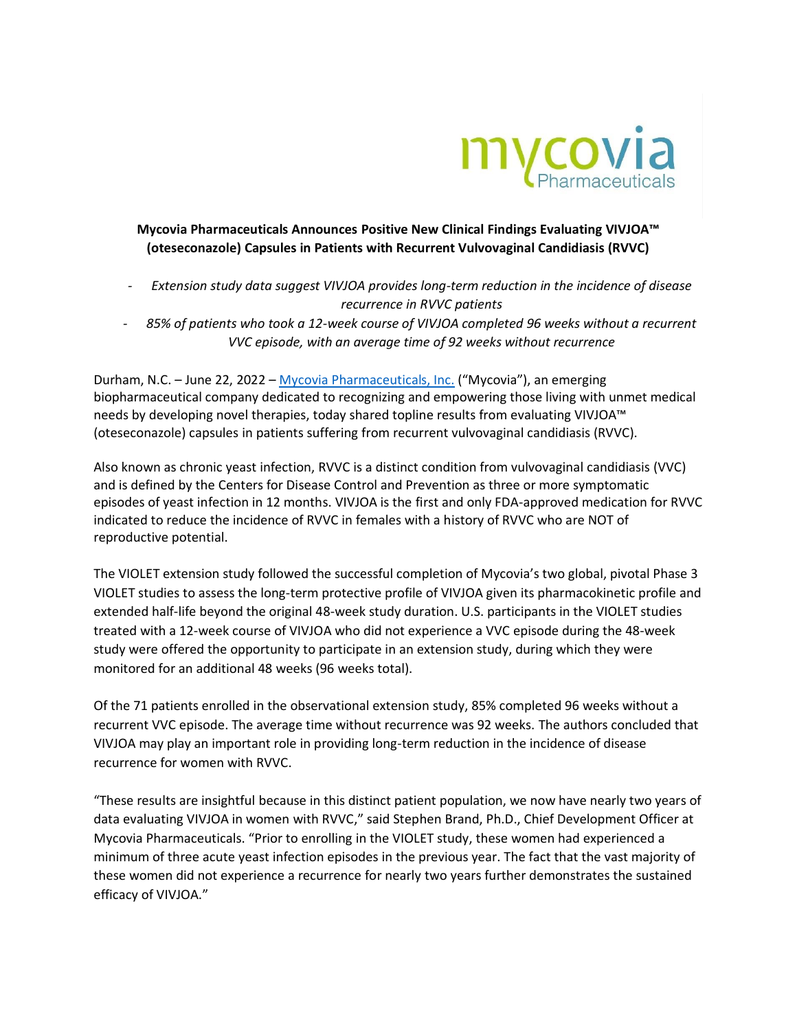mycovia Pharmaceuticals

**Mycovia Pharmaceuticals Announces Positive New Clinical Findings Evaluating VIVJOA™ (oteseconazole) Capsules in Patients with Recurrent Vulvovaginal Candidiasis (RVVC)**

- *Extension study data suggest VIVJOA provides long-term reduction in the incidence of disease recurrence in RVVC patients*
- *85% of patients who took a 12-week course of VIVJOA completed 96 weeks without a recurrent VVC episode, with an average time of 92 weeks without recurrence*

Durham, N.C. – June 22, 2022 – [Mycovia Pharmaceuticals, Inc.](#) ("Mycovia"), an emerging biopharmaceutical company dedicated to recognizing and empowering those living with unmet medical needs by developing novel therapies, today shared topline results from evaluating VIVJOA™ (oteseconazole) capsules in patients suffering from recurrent vulvovaginal candidiasis (RVVC).

Also known as chronic yeast infection, RVVC is a distinct condition from vulvovaginal candidiasis (VVC) and is defined by the Centers for Disease Control and Prevention as three or more symptomatic episodes of yeast infection in 12 months. VIVJOA is the first and only FDA-approved medication for RVVC indicated to reduce the incidence of RVVC in females with a history of RVVC who are NOT of reproductive potential.

The VIOLET extension study followed the successful completion of Mycovia's two global, pivotal Phase 3 VIOLET studies to assess the long-term protective profile of VIVJOA given its pharmacokinetic profile and extended half-life beyond the original 48-week study duration. U.S. participants in the VIOLET studies treated with a 12-week course of VIVJOA who did not experience a VVC episode during the 48-week study were offered the opportunity to participate in an extension study, during which they were monitored for an additional 48 weeks (96 weeks total).

Of the 71 patients enrolled in the observational extension study, 85% completed 96 weeks without a recurrent VVC episode. The average time without recurrence was 92 weeks. The authors concluded that VIVJOA may play an important role in providing long-term reduction in the incidence of disease recurrence for women with RVVC.

"These results are insightful because in this distinct patient population, we now have nearly two years of data evaluating VIVJOA in women with RVVC," said Stephen Brand, Ph.D., Chief Development Officer at Mycovia Pharmaceuticals. "Prior to enrolling in the VIOLET study, these women had experienced a minimum of three acute yeast infection episodes in the previous year. The fact that the vast majority of these women did not experience a recurrence for nearly two years further demonstrates the sustained efficacy of VIVJOA."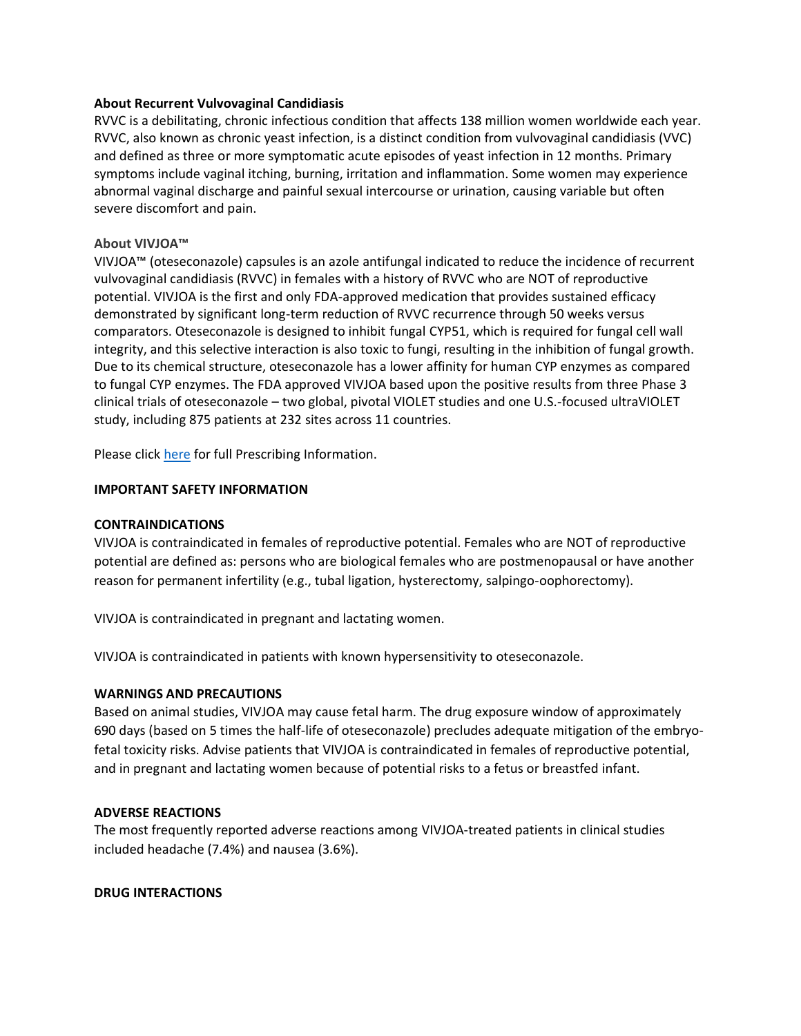**About Recurrent Vulvovaginal Candidiasis**

RVVC is a debilitating, chronic infectious condition that affects 138 million women worldwide each year. RVVC, also known as chronic yeast infection, is a distinct condition from vulvovaginal candidiasis (VVC) and defined as three or more symptomatic acute episodes of yeast infection in 12 months. Primary symptoms include vaginal itching, burning, irritation and inflammation. Some women may experience abnormal vaginal discharge and painful sexual intercourse or urination, causing variable but often severe discomfort and pain.

**About VIVJOA™**

VIVJOA™ (oteseconazole) capsules is an azole antifungal indicated to reduce the incidence of recurrent vulvovaginal candidiasis (RVVC) in females with a history of RVVC who are NOT of reproductive potential. VIVJOA is the first and only FDA-approved medication that provides sustained efficacy demonstrated by significant long-term reduction of RVVC recurrence through 50 weeks versus comparators. Oteseconazole is designed to inhibit fungal CYP51, which is required for fungal cell wall integrity, and this selective interaction is also toxic to fungi, resulting in the inhibition of fungal growth. Due to its chemical structure, oteseconazole has a lower affinity for human CYP enzymes as compared to fungal CYP enzymes. The FDA approved VIVJOA based upon the positive results from three Phase 3 clinical trials of oteseconazole – two global, pivotal VIOLET studies and one U.S.-focused ultraVIOLET study, including 875 patients at 232 sites across 11 countries.

Please click here for full Prescribing Information.

**IMPORTANT SAFETY INFORMATION**

**CONTRAINDICATIONS**

VIVJOA is contraindicated in females of reproductive potential. Females who are NOT of reproductive potential are defined as: persons who are biological females who are postmenopausal or have another reason for permanent infertility (e.g., tubal ligation, hysterectomy, salpingo-oophorectomy).

VIVJOA is contraindicated in pregnant and lactating women.

VIVJOA is contraindicated in patients with known hypersensitivity to oteseconazole.

**WARNINGS AND PRECAUTIONS**

Based on animal studies, VIVJOA may cause fetal harm. The drug exposure window of approximately 690 days (based on 5 times the half-life of oteseconazole) precludes adequate mitigation of the embryo-fetal toxicity risks. Advise patients that VIVJOA is contraindicated in females of reproductive potential, and in pregnant and lactating women because of potential risks to a fetus or breastfed infant.

**ADVERSE REACTIONS**

The most frequently reported adverse reactions among VIVJOA-treated patients in clinical studies included headache (7.4%) and nausea (3.6%).

**DRUG INTERACTIONS**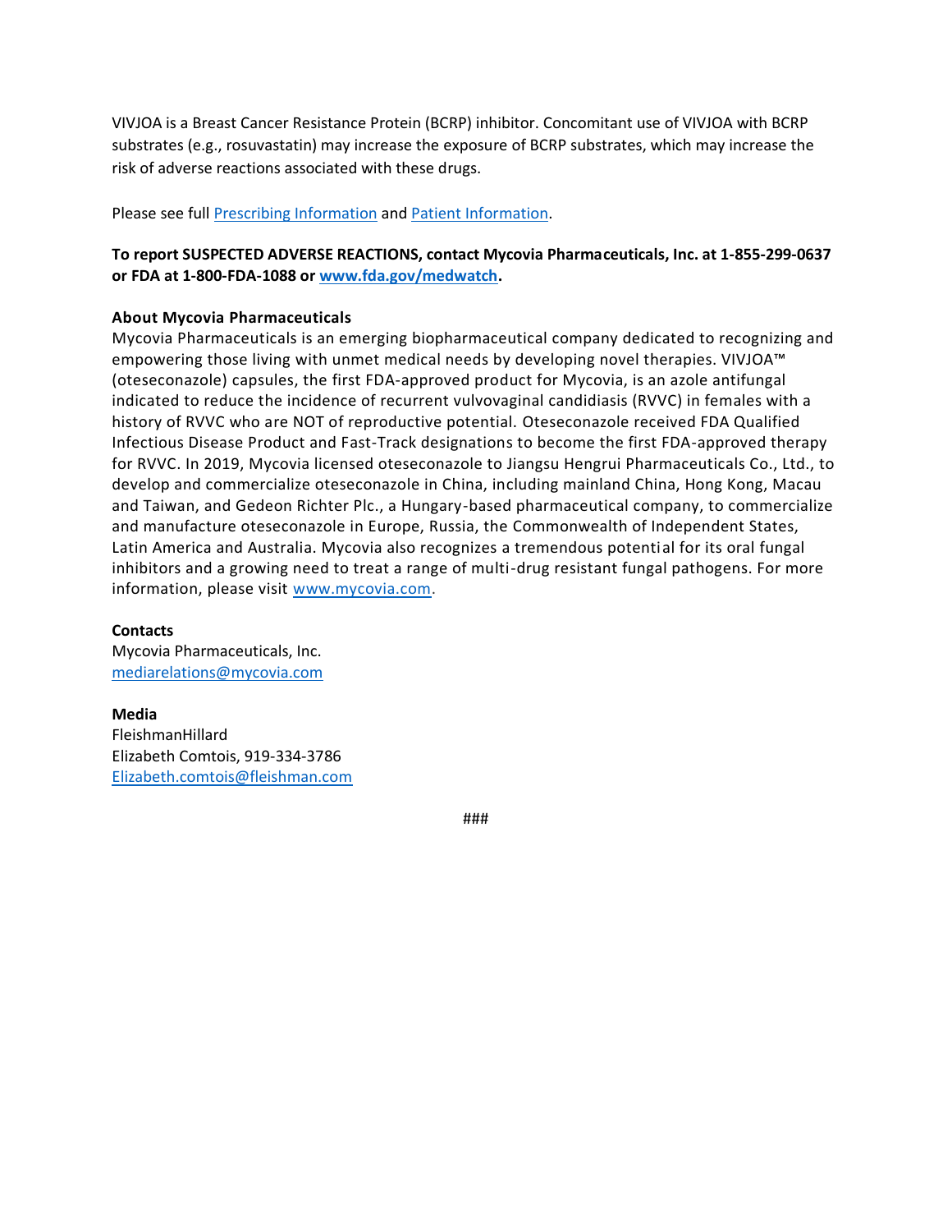VIVJOA is a Breast Cancer Resistance Protein (BCRP) inhibitor. Concomitant use of VIVJOA with BCRP substrates (e.g., rosuvastatin) may increase the exposure of BCRP substrates, which may increase the risk of adverse reactions associated with these drugs.

Please see full Prescribing Information and Patient Information.

**To report SUSPECTED ADVERSE REACTIONS, contact Mycovia Pharmaceuticals, Inc. at 1-855-299-0637 or FDA at 1-800-FDA-1088 or www.fda.gov/medwatch.**

**About Mycovia Pharmaceuticals**

Mycovia Pharmaceuticals is an emerging biopharmaceutical company dedicated to recognizing and empowering those living with unmet medical needs by developing novel therapies. VIVJOA™ (oteseconazole) capsules, the first FDA-approved product for Mycovia, is an azole antifungal indicated to reduce the incidence of recurrent vulvovaginal candidiasis (RVVC) in females with a history of RVVC who are NOT of reproductive potential. Oteseconazole received FDA Qualified Infectious Disease Product and Fast-Track designations to become the first FDA-approved therapy for RVVC. In 2019, Mycovia licensed oteseconazole to Jiangsu Hengrui Pharmaceuticals Co., Ltd., to develop and commercialize oteseconazole in China, including mainland China, Hong Kong, Macau and Taiwan, and Gedeon Richter Plc., a Hungary-based pharmaceutical company, to commercialize and manufacture oteseconazole in Europe, Russia, the Commonwealth of Independent States, Latin America and Australia. Mycovia also recognizes a tremendous potential for its oral fungal inhibitors and a growing need to treat a range of multi-drug resistant fungal pathogens. For more information, please visit www.mycovia.com.

**Contacts**

Mycovia Pharmaceuticals, Inc.
mediarelations@mycovia.com

**Media**

FleishmanHillard
Elizabeth Comtois, 919-334-3786
Elizabeth.comtois@fleishman.com

###